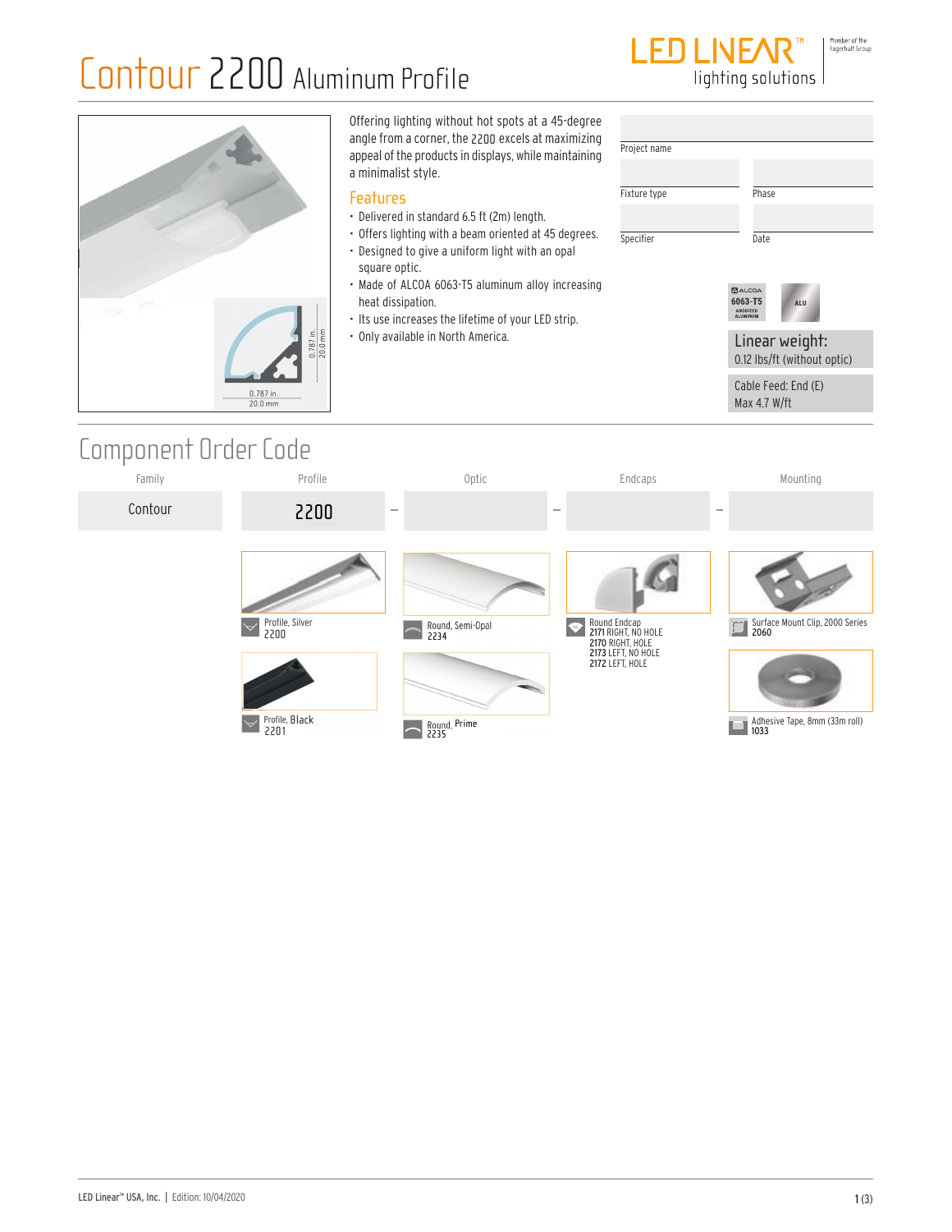# Contour 2200 Aluminum Profile

LED LINEAR™ lighting solutions

Member of the Fagerhult Group

0.787 in. 20.0 mm

0.787 in. 20.0 mm

Offering lighting without hot spots at a 45-degree angle from a corner, the 2200 excels at maximizing appeal of the products in displays, while maintaining a minimalist style.

## Features

- Delivered in standard 6.5 ft (2m) length.
- Offers lighting with a beam oriented at 45 degrees.
- Designed to give a uniform light with an opal square optic.
- Made of ALCOA 6063-T5 aluminum alloy increasing heat dissipation.
- Its use increases the lifetime of your LED strip.
- Only available in North America.

| Project name | |
|---|---|
| Fixture type | Phase |
| Specifier | Date |

ALCOA 6063-T5 ANODIZED ALUMINUM | ALU

**Linear weight:**
0.12 lbs/ft (without optic)

Cable Feed: End (E)
Max 4.7 W/ft

## Component Order Code

| Family | Profile | | Optic | | Endcaps | | Mounting |
|---|---|---|---|---|---|---|---|
| Contour | 2200 | – | | – | | – | |

**Profile**
- Profile, Silver — 2200
- Profile, Black — 2201

**Optic**
- Round, Semi-Opal — 2234
- Round, Prime — 2235

**Endcaps**
- Round Endcap
  - **2171** RIGHT, NO HOLE
  - **2170** RIGHT, HOLE
  - **2173** LEFT, NO HOLE
  - **2172** LEFT, HOLE

**Mounting**
- Surface Mount Clip, 2000 Series — **2060**
- Adhesive Tape, 8mm (33m roll) — **1033**

LED Linear™ USA, Inc. | Edition: 10/04/2020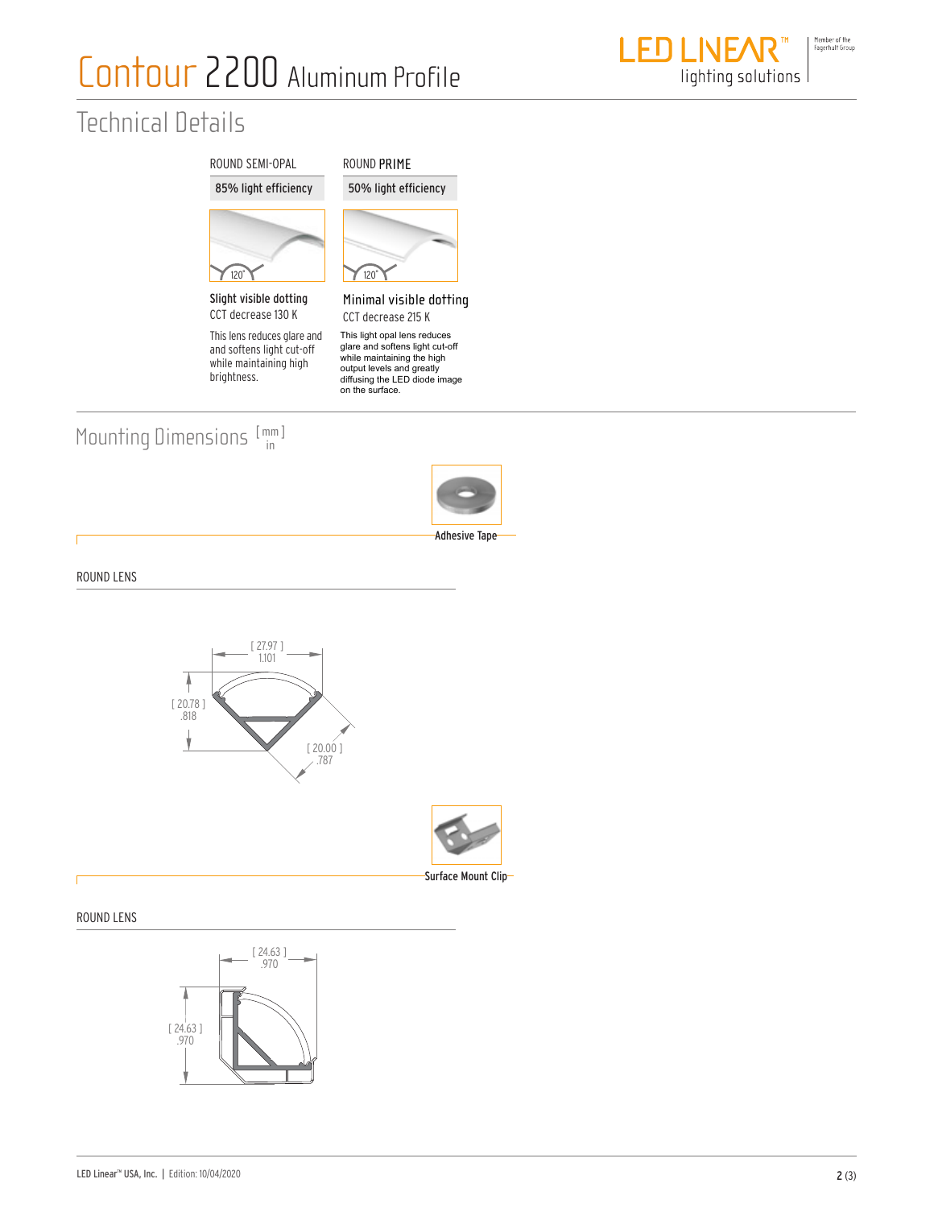# Contour 2200 Aluminum Profile

## Technical Details

| ROUND SEMI-OPAL | ROUND PRIME |
| --- | --- |
| 85% light efficiency | 50% light efficiency |
| 120° | 120° |
| **Slight visible dotting** | **Minimal visible dotting** |
| CCT decrease 130 K | CCT decrease 215 K |
| This lens reduces glare and and softens light cut-off while maintaining high brightness. | This light opal lens reduces glare and softens light cut-off while maintaining the high output levels and greatly diffusing the LED diode image on the surface. |

## Mounting Dimensions [mm] in

**Adhesive Tape**

ROUND LENS

[ 27.97 ] 1.101

[ 20.78 ] .818

[ 20.00 ] .787

**Surface Mount Clip**

ROUND LENS

[ 24.63 ] .970

[ 24.63 ] .970

LED Linear™ USA, Inc. | Edition: 10/04/2020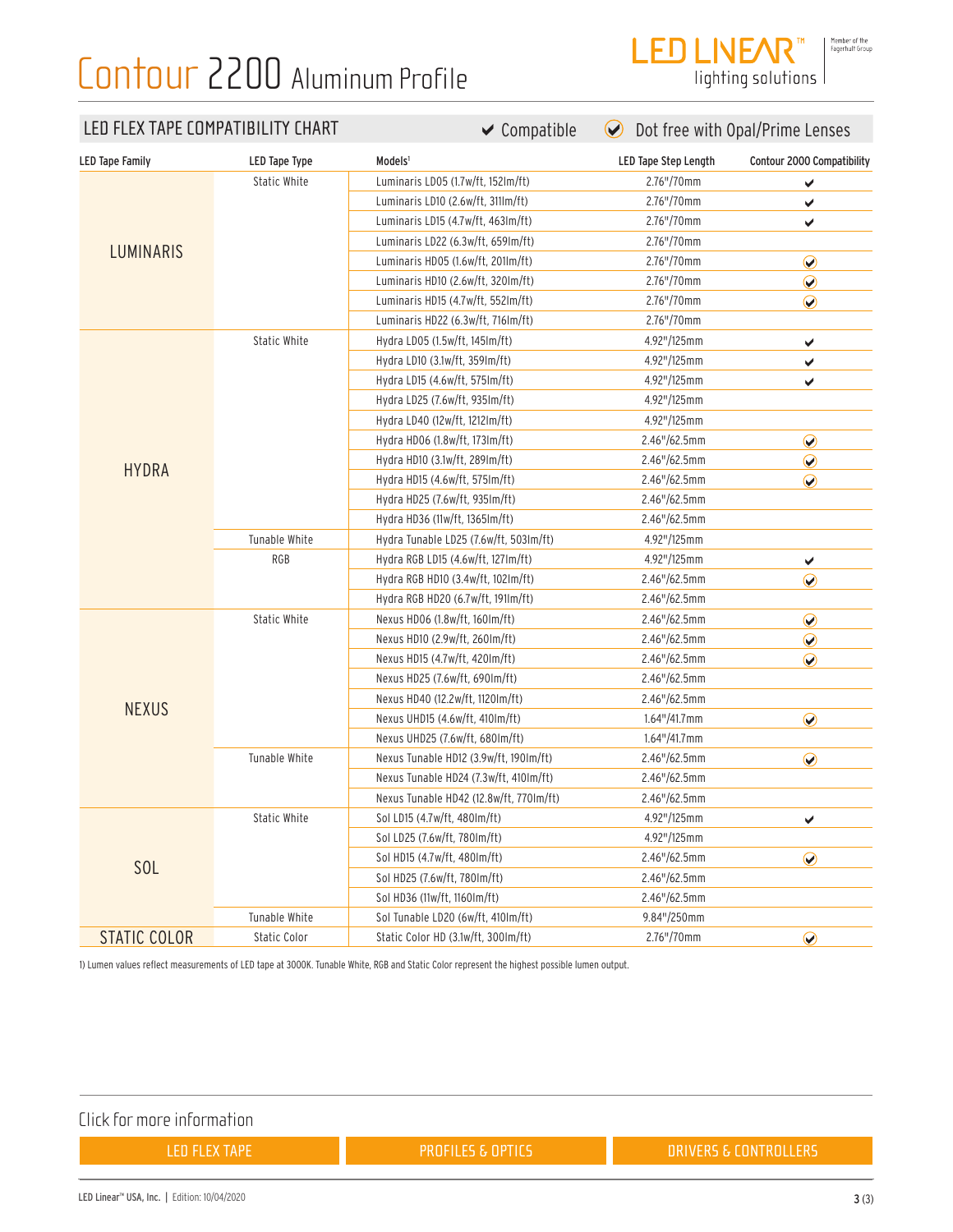# Contour 2200 Aluminum Profile

## LED FLEX TAPE COMPATIBILITY CHART

✔ Compatible &nbsp;&nbsp; ⊘ Dot free with Opal/Prime Lenses

| LED Tape Family | LED Tape Type | Models[1] | LED Tape Step Length | Contour 2000 Compatibility |
|---|---|---|---|---|
| LUMINARIS | Static White | Luminaris LD05 (1.7w/ft, 152lm/ft) | 2.76"/70mm | ✔ |
| | | Luminaris LD10 (2.6w/ft, 311lm/ft) | 2.76"/70mm | ✔ |
| | | Luminaris LD15 (4.7w/ft, 463lm/ft) | 2.76"/70mm | ✔ |
| | | Luminaris LD22 (6.3w/ft, 659lm/ft) | 2.76"/70mm | |
| | | Luminaris HD05 (1.6w/ft, 201lm/ft) | 2.76"/70mm | ⊘ |
| | | Luminaris HD10 (2.6w/ft, 320lm/ft) | 2.76"/70mm | ⊘ |
| | | Luminaris HD15 (4.7w/ft, 552lm/ft) | 2.76"/70mm | ⊘ |
| | | Luminaris HD22 (6.3w/ft, 716lm/ft) | 2.76"/70mm | |
| HYDRA | Static White | Hydra LD05 (1.5w/ft, 145lm/ft) | 4.92"/125mm | ✔ |
| | | Hydra LD10 (3.1w/ft, 359lm/ft) | 4.92"/125mm | ✔ |
| | | Hydra LD15 (4.6w/ft, 575lm/ft) | 4.92"/125mm | ✔ |
| | | Hydra LD25 (7.6w/ft, 935lm/ft) | 4.92"/125mm | |
| | | Hydra LD40 (12w/ft, 1212lm/ft) | 4.92"/125mm | |
| | | Hydra HD06 (1.8w/ft, 173lm/ft) | 2.46"/62.5mm | ⊘ |
| | | Hydra HD10 (3.1w/ft, 289lm/ft) | 2.46"/62.5mm | ⊘ |
| | | Hydra HD15 (4.6w/ft, 575lm/ft) | 2.46"/62.5mm | ⊘ |
| | | Hydra HD25 (7.6w/ft, 935lm/ft) | 2.46"/62.5mm | |
| | | Hydra HD36 (11w/ft, 1365lm/ft) | 2.46"/62.5mm | |
| | Tunable White | Hydra Tunable LD25 (7.6w/ft, 503lm/ft) | 4.92"/125mm | |
| | RGB | Hydra RGB LD15 (4.6w/ft, 127lm/ft) | 4.92"/125mm | ✔ |
| | | Hydra RGB HD10 (3.4w/ft, 102lm/ft) | 2.46"/62.5mm | ⊘ |
| | | Hydra RGB HD20 (6.7w/ft, 191lm/ft) | 2.46"/62.5mm | |
| NEXUS | Static White | Nexus HD06 (1.8w/ft, 160lm/ft) | 2.46"/62.5mm | ⊘ |
| | | Nexus HD10 (2.9w/ft, 260lm/ft) | 2.46"/62.5mm | ⊘ |
| | | Nexus HD15 (4.7w/ft, 420lm/ft) | 2.46"/62.5mm | ⊘ |
| | | Nexus HD25 (7.6w/ft, 690lm/ft) | 2.46"/62.5mm | |
| | | Nexus HD40 (12.2w/ft, 1120lm/ft) | 2.46"/62.5mm | |
| | | Nexus UHD15 (4.6w/ft, 410lm/ft) | 1.64"/41.7mm | ⊘ |
| | | Nexus UHD25 (7.6w/ft, 680lm/ft) | 1.64"/41.7mm | |
| | Tunable White | Nexus Tunable HD12 (3.9w/ft, 190lm/ft) | 2.46"/62.5mm | ⊘ |
| | | Nexus Tunable HD24 (7.3w/ft, 410lm/ft) | 2.46"/62.5mm | |
| | | Nexus Tunable HD42 (12.8w/ft, 770lm/ft) | 2.46"/62.5mm | |
| SOL | Static White | Sol LD15 (4.7w/ft, 480lm/ft) | 4.92"/125mm | ✔ |
| | | Sol LD25 (7.6w/ft, 780lm/ft) | 4.92"/125mm | |
| | | Sol HD15 (4.7w/ft, 480lm/ft) | 2.46"/62.5mm | ⊘ |
| | | Sol HD25 (7.6w/ft, 780lm/ft) | 2.46"/62.5mm | |
| | | Sol HD36 (11w/ft, 1160lm/ft) | 2.46"/62.5mm | |
| | Tunable White | Sol Tunable LD20 (6w/ft, 410lm/ft) | 9.84"/250mm | |
| STATIC COLOR | Static Color | Static Color HD (3.1w/ft, 300lm/ft) | 2.76"/70mm | ⊘ |

1) Lumen values reflect measurements of LED tape at 3000K. Tunable White, RGB and Static Color represent the highest possible lumen output.

Click for more information

LED FLEX TAPE | PROFILES & OPTICS | DRIVERS & CONTROLLERS

LED Linear™ USA, Inc. | Edition: 10/04/2020